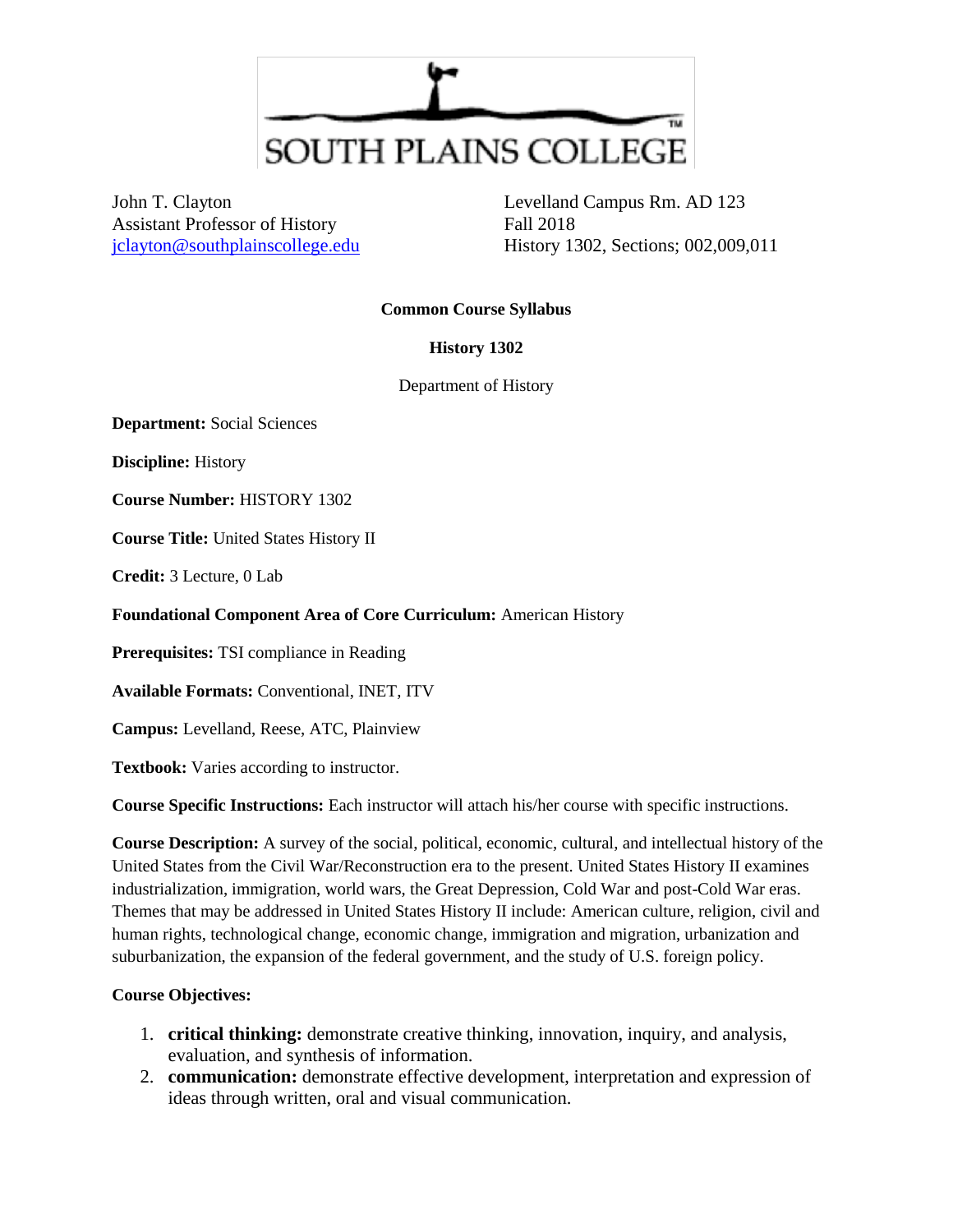SOUTH PLAINS COLLEGE

John T. Clayton
Assistant Professor of History
jclayton@southplainscollege.edu

Levelland Campus Rm. AD 123
Fall 2018
History 1302, Sections; 002,009,011

**Common Course Syllabus**

**History 1302**

Department of History

**Department:** Social Sciences

**Discipline:** History

**Course Number:** HISTORY 1302

**Course Title:** United States History II

**Credit:** 3 Lecture, 0 Lab

**Foundational Component Area of Core Curriculum:** American History

**Prerequisites:** TSI compliance in Reading

**Available Formats:** Conventional, INET, ITV

**Campus:** Levelland, Reese, ATC, Plainview

**Textbook:** Varies according to instructor.

**Course Specific Instructions:** Each instructor will attach his/her course with specific instructions.

**Course Description:** A survey of the social, political, economic, cultural, and intellectual history of the United States from the Civil War/Reconstruction era to the present. United States History II examines industrialization, immigration, world wars, the Great Depression, Cold War and post-Cold War eras. Themes that may be addressed in United States History II include: American culture, religion, civil and human rights, technological change, economic change, immigration and migration, urbanization and suburbanization, the expansion of the federal government, and the study of U.S. foreign policy.

**Course Objectives:**

1. **critical thinking:** demonstrate creative thinking, innovation, inquiry, and analysis, evaluation, and synthesis of information.
2. **communication:** demonstrate effective development, interpretation and expression of ideas through written, oral and visual communication.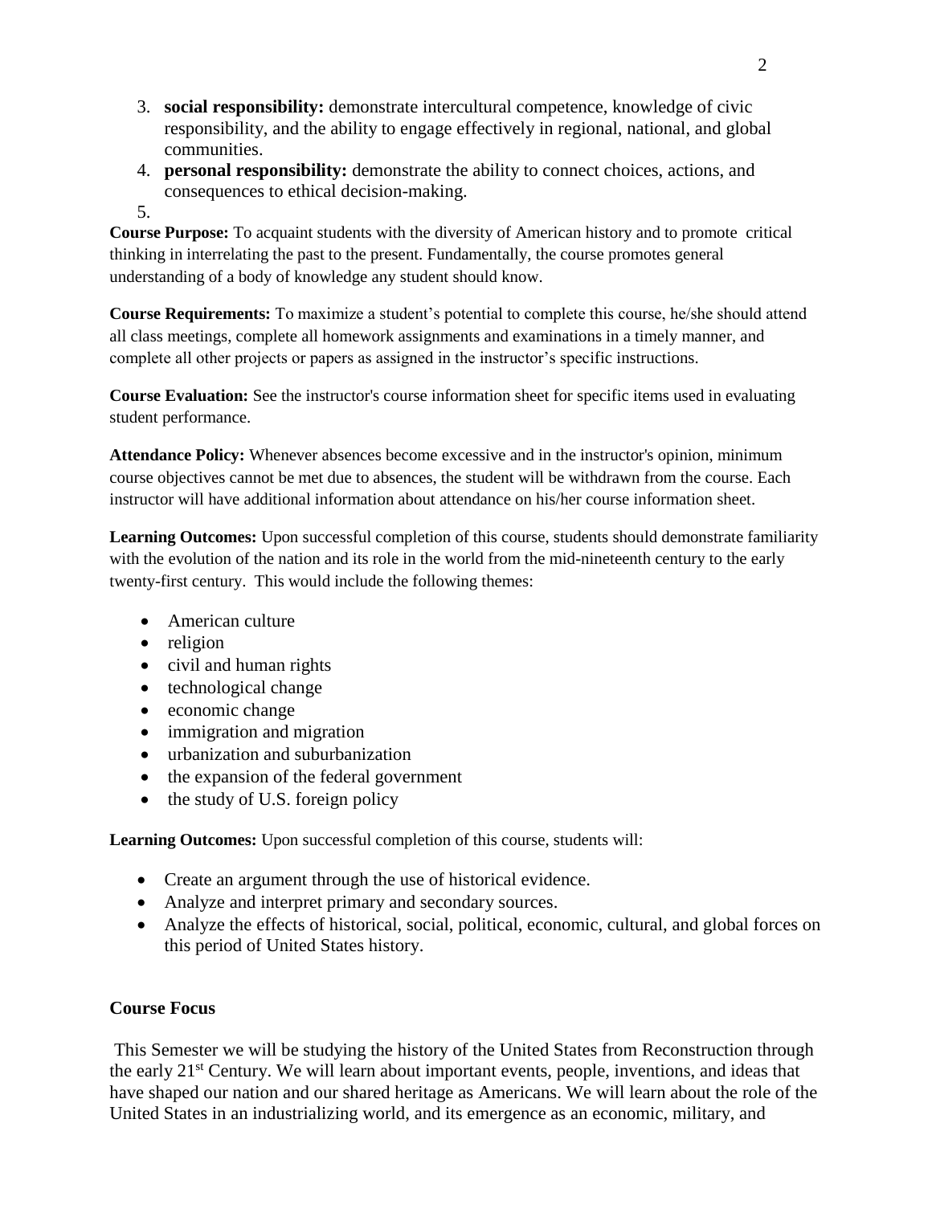3. **social responsibility:** demonstrate intercultural competence, knowledge of civic responsibility, and the ability to engage effectively in regional, national, and global communities.
4. **personal responsibility:** demonstrate the ability to connect choices, actions, and consequences to ethical decision-making.
5.

**Course Purpose:** To acquaint students with the diversity of American history and to promote critical thinking in interrelating the past to the present. Fundamentally, the course promotes general understanding of a body of knowledge any student should know.

**Course Requirements:** To maximize a student's potential to complete this course, he/she should attend all class meetings, complete all homework assignments and examinations in a timely manner, and complete all other projects or papers as assigned in the instructor's specific instructions.

**Course Evaluation:** See the instructor's course information sheet for specific items used in evaluating student performance.

**Attendance Policy:** Whenever absences become excessive and in the instructor's opinion, minimum course objectives cannot be met due to absences, the student will be withdrawn from the course. Each instructor will have additional information about attendance on his/her course information sheet.

**Learning Outcomes:** Upon successful completion of this course, students should demonstrate familiarity with the evolution of the nation and its role in the world from the mid-nineteenth century to the early twenty-first century. This would include the following themes:

- American culture
- religion
- civil and human rights
- technological change
- economic change
- immigration and migration
- urbanization and suburbanization
- the expansion of the federal government
- the study of U.S. foreign policy

**Learning Outcomes:** Upon successful completion of this course, students will:

- Create an argument through the use of historical evidence.
- Analyze and interpret primary and secondary sources.
- Analyze the effects of historical, social, political, economic, cultural, and global forces on this period of United States history.

**Course Focus**

This Semester we will be studying the history of the United States from Reconstruction through the early 21st Century. We will learn about important events, people, inventions, and ideas that have shaped our nation and our shared heritage as Americans. We will learn about the role of the United States in an industrializing world, and its emergence as an economic, military, and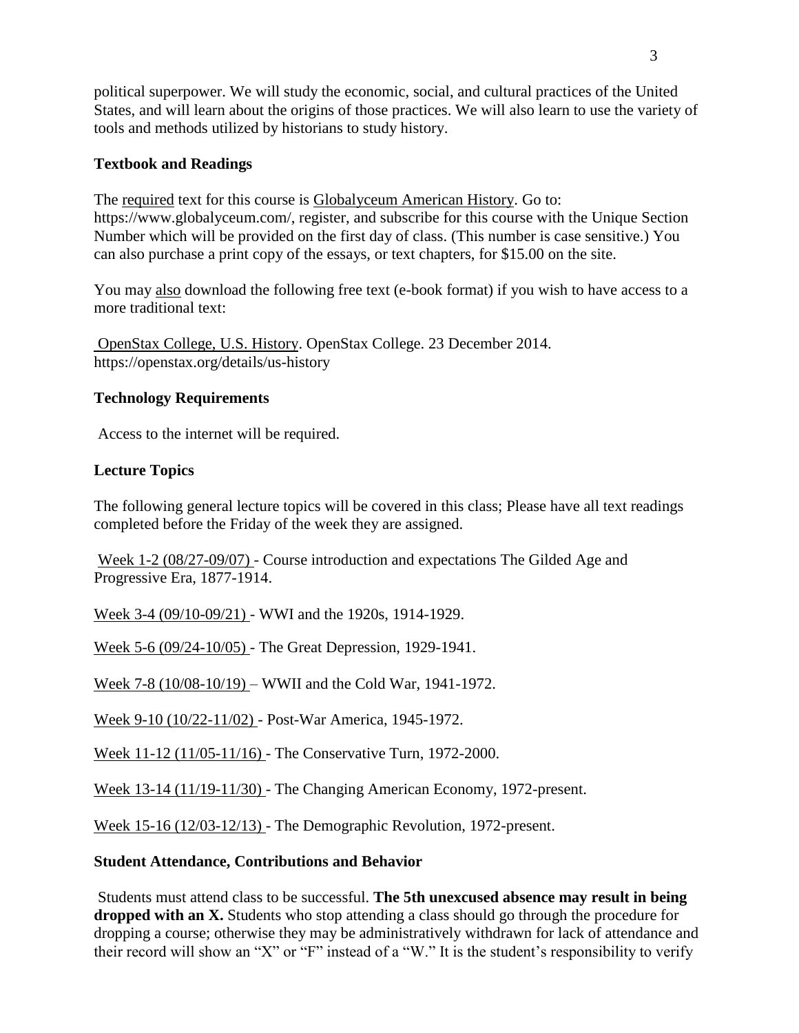political superpower. We will study the economic, social, and cultural practices of the United States, and will learn about the origins of those practices. We will also learn to use the variety of tools and methods utilized by historians to study history.

### Textbook and Readings

The required text for this course is Globalyceum American History. Go to: https://www.globalyceum.com/, register, and subscribe for this course with the Unique Section Number which will be provided on the first day of class. (This number is case sensitive.) You can also purchase a print copy of the essays, or text chapters, for $15.00 on the site.

You may also download the following free text (e-book format) if you wish to have access to a more traditional text:

OpenStax College, U.S. History. OpenStax College. 23 December 2014. https://openstax.org/details/us-history

### Technology Requirements

Access to the internet will be required.

### Lecture Topics

The following general lecture topics will be covered in this class; Please have all text readings completed before the Friday of the week they are assigned.

Week 1-2 (08/27-09/07) - Course introduction and expectations The Gilded Age and Progressive Era, 1877-1914.

Week 3-4 (09/10-09/21) - WWI and the 1920s, 1914-1929.

Week 5-6 (09/24-10/05) - The Great Depression, 1929-1941.

Week 7-8 (10/08-10/19) – WWII and the Cold War, 1941-1972.

Week 9-10 (10/22-11/02) - Post-War America, 1945-1972.

Week 11-12 (11/05-11/16) - The Conservative Turn, 1972-2000.

Week 13-14 (11/19-11/30) - The Changing American Economy, 1972-present.

Week 15-16 (12/03-12/13) - The Demographic Revolution, 1972-present.

### Student Attendance, Contributions and Behavior

Students must attend class to be successful. **The 5th unexcused absence may result in being dropped with an X.** Students who stop attending a class should go through the procedure for dropping a course; otherwise they may be administratively withdrawn for lack of attendance and their record will show an "X" or "F" instead of a "W." It is the student's responsibility to verify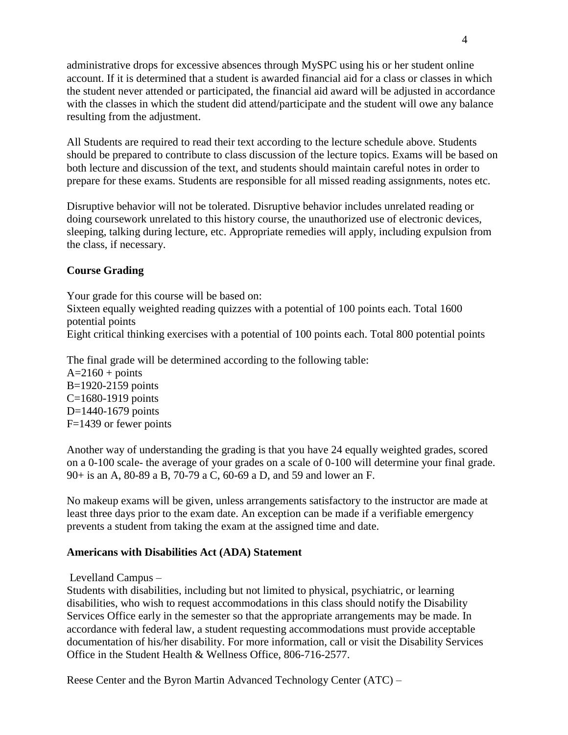administrative drops for excessive absences through MySPC using his or her student online account. If it is determined that a student is awarded financial aid for a class or classes in which the student never attended or participated, the financial aid award will be adjusted in accordance with the classes in which the student did attend/participate and the student will owe any balance resulting from the adjustment.

All Students are required to read their text according to the lecture schedule above. Students should be prepared to contribute to class discussion of the lecture topics. Exams will be based on both lecture and discussion of the text, and students should maintain careful notes in order to prepare for these exams. Students are responsible for all missed reading assignments, notes etc.

Disruptive behavior will not be tolerated. Disruptive behavior includes unrelated reading or doing coursework unrelated to this history course, the unauthorized use of electronic devices, sleeping, talking during lecture, etc. Appropriate remedies will apply, including expulsion from the class, if necessary.

**Course Grading**

Your grade for this course will be based on:
Sixteen equally weighted reading quizzes with a potential of 100 points each. Total 1600 potential points
Eight critical thinking exercises with a potential of 100 points each. Total 800 potential points

The final grade will be determined according to the following table:
A=2160 + points
B=1920-2159 points
C=1680-1919 points
D=1440-1679 points
F=1439 or fewer points

Another way of understanding the grading is that you have 24 equally weighted grades, scored on a 0-100 scale- the average of your grades on a scale of 0-100 will determine your final grade. 90+ is an A, 80-89 a B, 70-79 a C, 60-69 a D, and 59 and lower an F.

No makeup exams will be given, unless arrangements satisfactory to the instructor are made at least three days prior to the exam date. An exception can be made if a verifiable emergency prevents a student from taking the exam at the assigned time and date.

**Americans with Disabilities Act (ADA) Statement**

Levelland Campus –
Students with disabilities, including but not limited to physical, psychiatric, or learning disabilities, who wish to request accommodations in this class should notify the Disability Services Office early in the semester so that the appropriate arrangements may be made. In accordance with federal law, a student requesting accommodations must provide acceptable documentation of his/her disability. For more information, call or visit the Disability Services Office in the Student Health & Wellness Office, 806-716-2577.

Reese Center and the Byron Martin Advanced Technology Center (ATC) –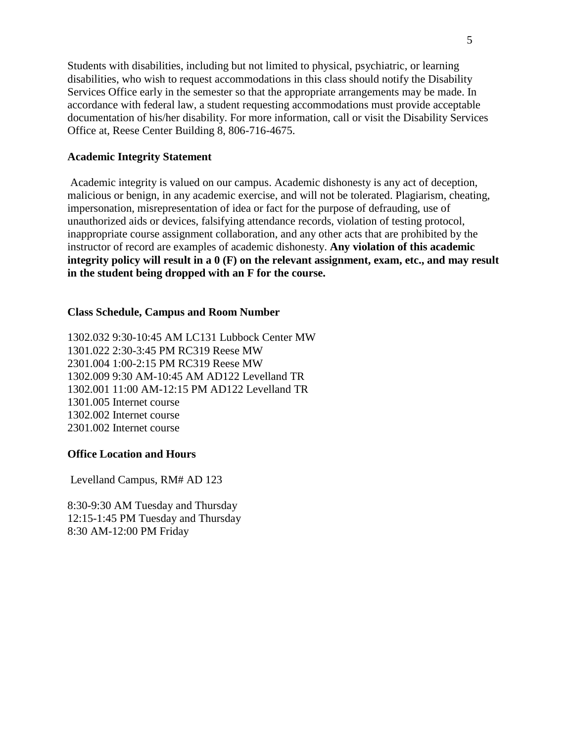Students with disabilities, including but not limited to physical, psychiatric, or learning disabilities, who wish to request accommodations in this class should notify the Disability Services Office early in the semester so that the appropriate arrangements may be made. In accordance with federal law, a student requesting accommodations must provide acceptable documentation of his/her disability. For more information, call or visit the Disability Services Office at, Reese Center Building 8, 806-716-4675.

**Academic Integrity Statement**

Academic integrity is valued on our campus. Academic dishonesty is any act of deception, malicious or benign, in any academic exercise, and will not be tolerated. Plagiarism, cheating, impersonation, misrepresentation of idea or fact for the purpose of defrauding, use of unauthorized aids or devices, falsifying attendance records, violation of testing protocol, inappropriate course assignment collaboration, and any other acts that are prohibited by the instructor of record are examples of academic dishonesty. **Any violation of this academic integrity policy will result in a 0 (F) on the relevant assignment, exam, etc., and may result in the student being dropped with an F for the course.**

**Class Schedule, Campus and Room Number**

1302.032 9:30-10:45 AM LC131 Lubbock Center MW
1301.022 2:30-3:45 PM RC319 Reese MW
2301.004 1:00-2:15 PM RC319 Reese MW
1302.009 9:30 AM-10:45 AM AD122 Levelland TR
1302.001 11:00 AM-12:15 PM AD122 Levelland TR
1301.005 Internet course
1302.002 Internet course
2301.002 Internet course

**Office Location and Hours**

Levelland Campus, RM# AD 123

8:30-9:30 AM Tuesday and Thursday
12:15-1:45 PM Tuesday and Thursday
8:30 AM-12:00 PM Friday